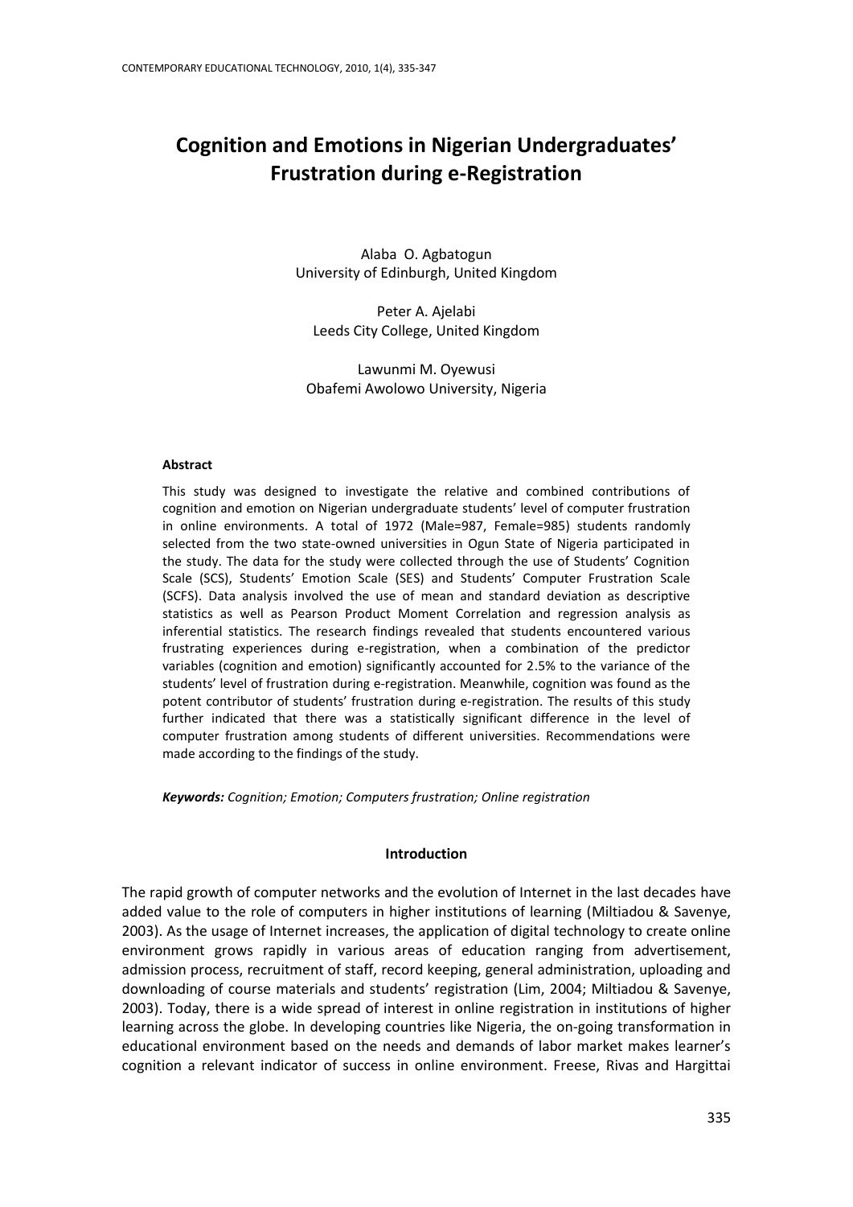# Cognition and Emotions in Nigerian Undergraduates' Frustration during e-Registration

Alaba O. Agbatogun
University of Edinburgh, United Kingdom

Peter A. Ajelabi
Leeds City College, United Kingdom

Lawunmi M. Oyewusi
Obafemi Awolowo University, Nigeria

**Abstract**

This study was designed to investigate the relative and combined contributions of cognition and emotion on Nigerian undergraduate students' level of computer frustration in online environments. A total of 1972 (Male=987, Female=985) students randomly selected from the two state-owned universities in Ogun State of Nigeria participated in the study. The data for the study were collected through the use of Students' Cognition Scale (SCS), Students' Emotion Scale (SES) and Students' Computer Frustration Scale (SCFS). Data analysis involved the use of mean and standard deviation as descriptive statistics as well as Pearson Product Moment Correlation and regression analysis as inferential statistics. The research findings revealed that students encountered various frustrating experiences during e-registration, when a combination of the predictor variables (cognition and emotion) significantly accounted for 2.5% to the variance of the students' level of frustration during e-registration. Meanwhile, cognition was found as the potent contributor of students' frustration during e-registration. The results of this study further indicated that there was a statistically significant difference in the level of computer frustration among students of different universities. Recommendations were made according to the findings of the study.

***Keywords:*** *Cognition; Emotion; Computers frustration; Online registration*

## Introduction

The rapid growth of computer networks and the evolution of Internet in the last decades have added value to the role of computers in higher institutions of learning (Miltiadou & Savenye, 2003). As the usage of Internet increases, the application of digital technology to create online environment grows rapidly in various areas of education ranging from advertisement, admission process, recruitment of staff, record keeping, general administration, uploading and downloading of course materials and students' registration (Lim, 2004; Miltiadou & Savenye, 2003). Today, there is a wide spread of interest in online registration in institutions of higher learning across the globe. In developing countries like Nigeria, the on-going transformation in educational environment based on the needs and demands of labor market makes learner's cognition a relevant indicator of success in online environment. Freese, Rivas and Hargittai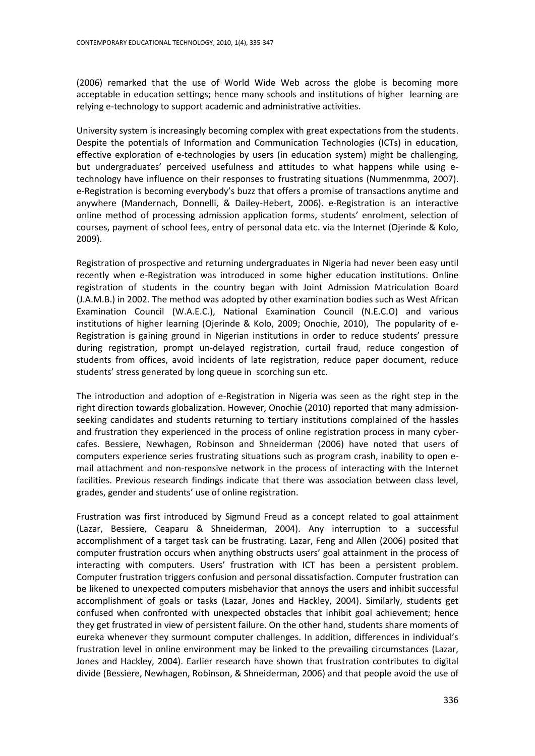(2006) remarked that the use of World Wide Web across the globe is becoming more acceptable in education settings; hence many schools and institutions of higher learning are relying e-technology to support academic and administrative activities.

University system is increasingly becoming complex with great expectations from the students. Despite the potentials of Information and Communication Technologies (ICTs) in education, effective exploration of e-technologies by users (in education system) might be challenging, but undergraduates' perceived usefulness and attitudes to what happens while using e-technology have influence on their responses to frustrating situations (Nummenmma, 2007). e-Registration is becoming everybody's buzz that offers a promise of transactions anytime and anywhere (Mandernach, Donnelli, & Dailey-Hebert, 2006). e-Registration is an interactive online method of processing admission application forms, students' enrolment, selection of courses, payment of school fees, entry of personal data etc. via the Internet (Ojerinde & Kolo, 2009).

Registration of prospective and returning undergraduates in Nigeria had never been easy until recently when e-Registration was introduced in some higher education institutions. Online registration of students in the country began with Joint Admission Matriculation Board (J.A.M.B.) in 2002. The method was adopted by other examination bodies such as West African Examination Council (W.A.E.C.), National Examination Council (N.E.C.O) and various institutions of higher learning (Ojerinde & Kolo, 2009; Onochie, 2010), The popularity of e-Registration is gaining ground in Nigerian institutions in order to reduce students' pressure during registration, prompt un-delayed registration, curtail fraud, reduce congestion of students from offices, avoid incidents of late registration, reduce paper document, reduce students' stress generated by long queue in scorching sun etc.

The introduction and adoption of e-Registration in Nigeria was seen as the right step in the right direction towards globalization. However, Onochie (2010) reported that many admission-seeking candidates and students returning to tertiary institutions complained of the hassles and frustration they experienced in the process of online registration process in many cyber-cafes. Bessiere, Newhagen, Robinson and Shneiderman (2006) have noted that users of computers experience series frustrating situations such as program crash, inability to open e-mail attachment and non-responsive network in the process of interacting with the Internet facilities. Previous research findings indicate that there was association between class level, grades, gender and students' use of online registration.

Frustration was first introduced by Sigmund Freud as a concept related to goal attainment (Lazar, Bessiere, Ceaparu & Shneiderman, 2004). Any interruption to a successful accomplishment of a target task can be frustrating. Lazar, Feng and Allen (2006) posited that computer frustration occurs when anything obstructs users' goal attainment in the process of interacting with computers. Users' frustration with ICT has been a persistent problem. Computer frustration triggers confusion and personal dissatisfaction. Computer frustration can be likened to unexpected computers misbehavior that annoys the users and inhibit successful accomplishment of goals or tasks (Lazar, Jones and Hackley, 2004). Similarly, students get confused when confronted with unexpected obstacles that inhibit goal achievement; hence they get frustrated in view of persistent failure. On the other hand, students share moments of eureka whenever they surmount computer challenges. In addition, differences in individual's frustration level in online environment may be linked to the prevailing circumstances (Lazar, Jones and Hackley, 2004). Earlier research have shown that frustration contributes to digital divide (Bessiere, Newhagen, Robinson, & Shneiderman, 2006) and that people avoid the use of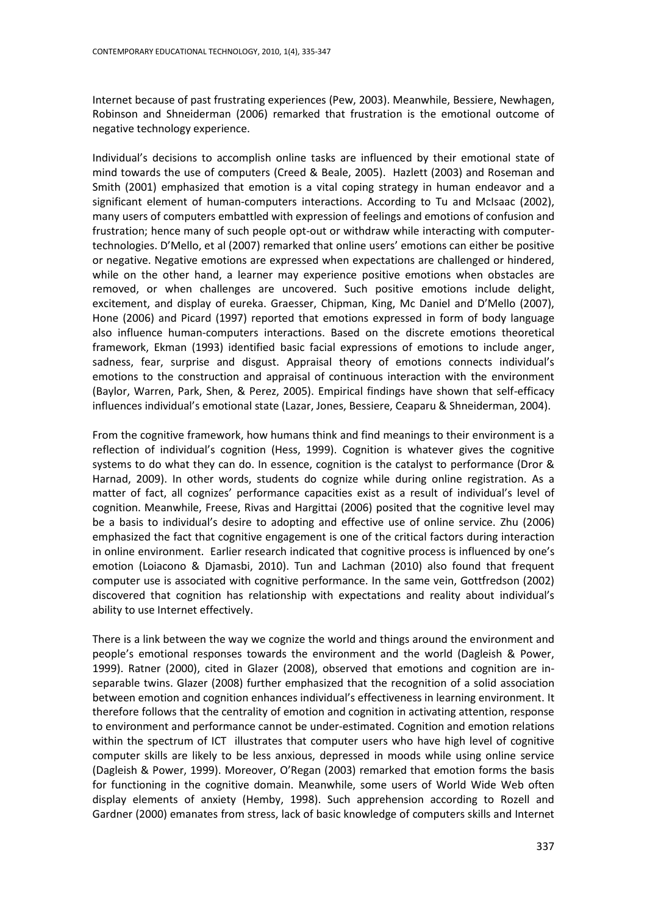Internet because of past frustrating experiences (Pew, 2003). Meanwhile, Bessiere, Newhagen, Robinson and Shneiderman (2006) remarked that frustration is the emotional outcome of negative technology experience.

Individual's decisions to accomplish online tasks are influenced by their emotional state of mind towards the use of computers (Creed & Beale, 2005). Hazlett (2003) and Roseman and Smith (2001) emphasized that emotion is a vital coping strategy in human endeavor and a significant element of human-computers interactions. According to Tu and McIsaac (2002), many users of computers embattled with expression of feelings and emotions of confusion and frustration; hence many of such people opt-out or withdraw while interacting with computer-technologies. D'Mello, et al (2007) remarked that online users' emotions can either be positive or negative. Negative emotions are expressed when expectations are challenged or hindered, while on the other hand, a learner may experience positive emotions when obstacles are removed, or when challenges are uncovered. Such positive emotions include delight, excitement, and display of eureka. Graesser, Chipman, King, Mc Daniel and D'Mello (2007), Hone (2006) and Picard (1997) reported that emotions expressed in form of body language also influence human-computers interactions. Based on the discrete emotions theoretical framework, Ekman (1993) identified basic facial expressions of emotions to include anger, sadness, fear, surprise and disgust. Appraisal theory of emotions connects individual's emotions to the construction and appraisal of continuous interaction with the environment (Baylor, Warren, Park, Shen, & Perez, 2005). Empirical findings have shown that self-efficacy influences individual's emotional state (Lazar, Jones, Bessiere, Ceaparu & Shneiderman, 2004).

From the cognitive framework, how humans think and find meanings to their environment is a reflection of individual's cognition (Hess, 1999). Cognition is whatever gives the cognitive systems to do what they can do. In essence, cognition is the catalyst to performance (Dror & Harnad, 2009). In other words, students do cognize while during online registration. As a matter of fact, all cognizes' performance capacities exist as a result of individual's level of cognition. Meanwhile, Freese, Rivas and Hargittai (2006) posited that the cognitive level may be a basis to individual's desire to adopting and effective use of online service. Zhu (2006) emphasized the fact that cognitive engagement is one of the critical factors during interaction in online environment. Earlier research indicated that cognitive process is influenced by one's emotion (Loiacono & Djamasbi, 2010). Tun and Lachman (2010) also found that frequent computer use is associated with cognitive performance. In the same vein, Gottfredson (2002) discovered that cognition has relationship with expectations and reality about individual's ability to use Internet effectively.

There is a link between the way we cognize the world and things around the environment and people's emotional responses towards the environment and the world (Dagleish & Power, 1999). Ratner (2000), cited in Glazer (2008), observed that emotions and cognition are in-separable twins. Glazer (2008) further emphasized that the recognition of a solid association between emotion and cognition enhances individual's effectiveness in learning environment. It therefore follows that the centrality of emotion and cognition in activating attention, response to environment and performance cannot be under-estimated. Cognition and emotion relations within the spectrum of ICT illustrates that computer users who have high level of cognitive computer skills are likely to be less anxious, depressed in moods while using online service (Dagleish & Power, 1999). Moreover, O'Regan (2003) remarked that emotion forms the basis for functioning in the cognitive domain. Meanwhile, some users of World Wide Web often display elements of anxiety (Hemby, 1998). Such apprehension according to Rozell and Gardner (2000) emanates from stress, lack of basic knowledge of computers skills and Internet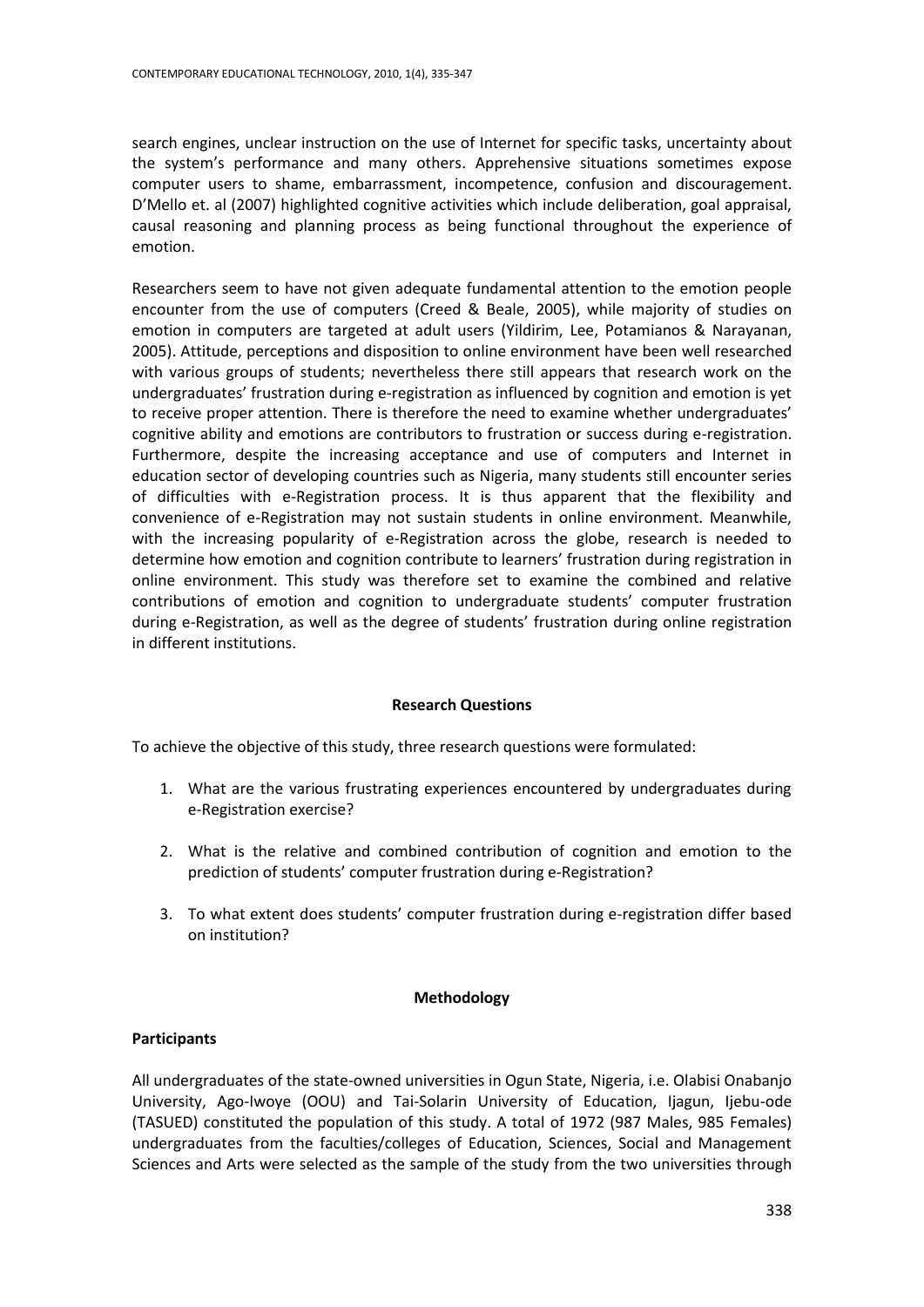search engines, unclear instruction on the use of Internet for specific tasks, uncertainty about the system's performance and many others. Apprehensive situations sometimes expose computer users to shame, embarrassment, incompetence, confusion and discouragement. D'Mello et. al (2007) highlighted cognitive activities which include deliberation, goal appraisal, causal reasoning and planning process as being functional throughout the experience of emotion.

Researchers seem to have not given adequate fundamental attention to the emotion people encounter from the use of computers (Creed & Beale, 2005), while majority of studies on emotion in computers are targeted at adult users (Yildirim, Lee, Potamianos & Narayanan, 2005). Attitude, perceptions and disposition to online environment have been well researched with various groups of students; nevertheless there still appears that research work on the undergraduates' frustration during e-registration as influenced by cognition and emotion is yet to receive proper attention. There is therefore the need to examine whether undergraduates' cognitive ability and emotions are contributors to frustration or success during e-registration. Furthermore, despite the increasing acceptance and use of computers and Internet in education sector of developing countries such as Nigeria, many students still encounter series of difficulties with e-Registration process. It is thus apparent that the flexibility and convenience of e-Registration may not sustain students in online environment. Meanwhile, with the increasing popularity of e-Registration across the globe, research is needed to determine how emotion and cognition contribute to learners' frustration during registration in online environment. This study was therefore set to examine the combined and relative contributions of emotion and cognition to undergraduate students' computer frustration during e-Registration, as well as the degree of students' frustration during online registration in different institutions.

## Research Questions

To achieve the objective of this study, three research questions were formulated:

1. What are the various frustrating experiences encountered by undergraduates during e-Registration exercise?

2. What is the relative and combined contribution of cognition and emotion to the prediction of students' computer frustration during e-Registration?

3. To what extent does students' computer frustration during e-registration differ based on institution?

## Methodology

### Participants

All undergraduates of the state-owned universities in Ogun State, Nigeria, i.e. Olabisi Onabanjo University, Ago-Iwoye (OOU) and Tai-Solarin University of Education, Ijagun, Ijebu-ode (TASUED) constituted the population of this study. A total of 1972 (987 Males, 985 Females) undergraduates from the faculties/colleges of Education, Sciences, Social and Management Sciences and Arts were selected as the sample of the study from the two universities through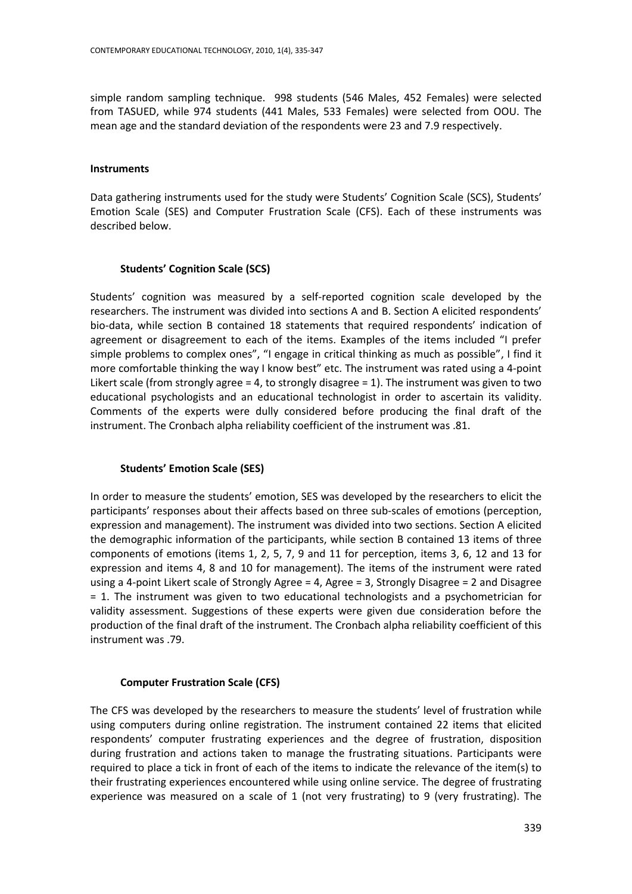simple random sampling technique. 998 students (546 Males, 452 Females) were selected from TASUED, while 974 students (441 Males, 533 Females) were selected from OOU. The mean age and the standard deviation of the respondents were 23 and 7.9 respectively.

## Instruments

Data gathering instruments used for the study were Students' Cognition Scale (SCS), Students' Emotion Scale (SES) and Computer Frustration Scale (CFS). Each of these instruments was described below.

### Students' Cognition Scale (SCS)

Students' cognition was measured by a self-reported cognition scale developed by the researchers. The instrument was divided into sections A and B. Section A elicited respondents' bio-data, while section B contained 18 statements that required respondents' indication of agreement or disagreement to each of the items. Examples of the items included "I prefer simple problems to complex ones", "I engage in critical thinking as much as possible", I find it more comfortable thinking the way I know best" etc. The instrument was rated using a 4-point Likert scale (from strongly agree = 4, to strongly disagree = 1). The instrument was given to two educational psychologists and an educational technologist in order to ascertain its validity. Comments of the experts were dully considered before producing the final draft of the instrument. The Cronbach alpha reliability coefficient of the instrument was .81.

### Students' Emotion Scale (SES)

In order to measure the students' emotion, SES was developed by the researchers to elicit the participants' responses about their affects based on three sub-scales of emotions (perception, expression and management). The instrument was divided into two sections. Section A elicited the demographic information of the participants, while section B contained 13 items of three components of emotions (items 1, 2, 5, 7, 9 and 11 for perception, items 3, 6, 12 and 13 for expression and items 4, 8 and 10 for management). The items of the instrument were rated using a 4-point Likert scale of Strongly Agree = 4, Agree = 3, Strongly Disagree = 2 and Disagree = 1. The instrument was given to two educational technologists and a psychometrician for validity assessment. Suggestions of these experts were given due consideration before the production of the final draft of the instrument. The Cronbach alpha reliability coefficient of this instrument was .79.

### Computer Frustration Scale (CFS)

The CFS was developed by the researchers to measure the students' level of frustration while using computers during online registration. The instrument contained 22 items that elicited respondents' computer frustrating experiences and the degree of frustration, disposition during frustration and actions taken to manage the frustrating situations. Participants were required to place a tick in front of each of the items to indicate the relevance of the item(s) to their frustrating experiences encountered while using online service. The degree of frustrating experience was measured on a scale of 1 (not very frustrating) to 9 (very frustrating). The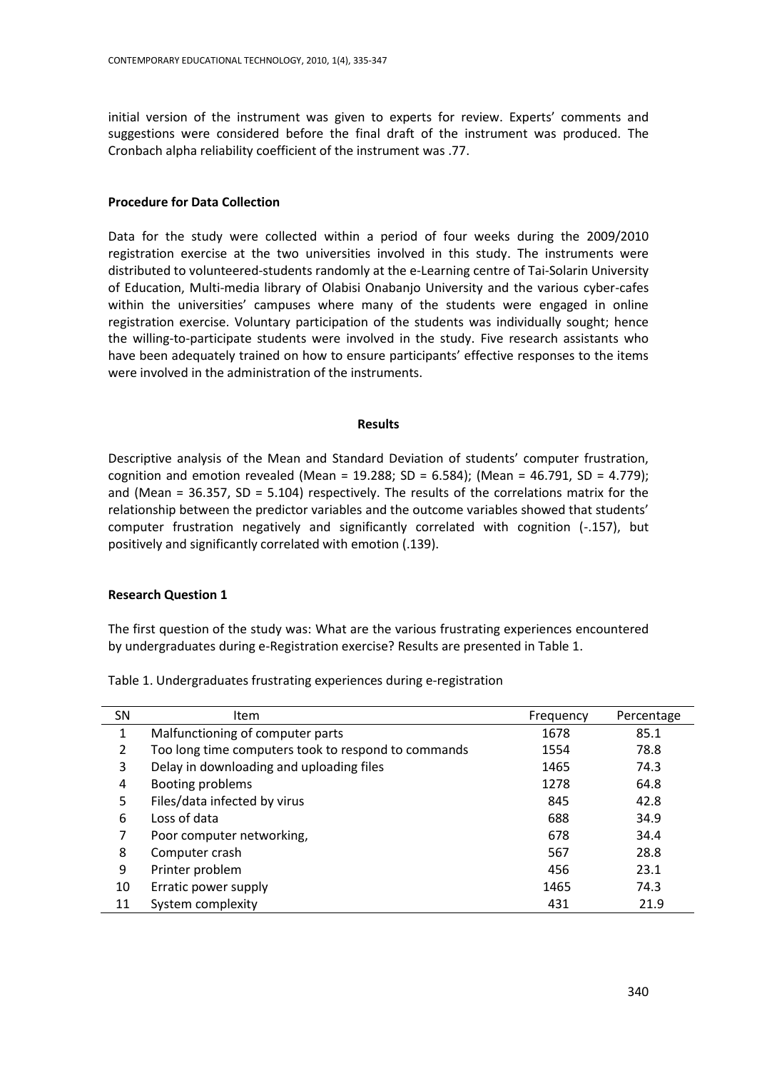initial version of the instrument was given to experts for review. Experts' comments and suggestions were considered before the final draft of the instrument was produced. The Cronbach alpha reliability coefficient of the instrument was .77.

**Procedure for Data Collection**

Data for the study were collected within a period of four weeks during the 2009/2010 registration exercise at the two universities involved in this study. The instruments were distributed to volunteered-students randomly at the e-Learning centre of Tai-Solarin University of Education, Multi-media library of Olabisi Onabanjo University and the various cyber-cafes within the universities' campuses where many of the students were engaged in online registration exercise. Voluntary participation of the students was individually sought; hence the willing-to-participate students were involved in the study. Five research assistants who have been adequately trained on how to ensure participants' effective responses to the items were involved in the administration of the instruments.

## Results

Descriptive analysis of the Mean and Standard Deviation of students' computer frustration, cognition and emotion revealed (Mean = 19.288; SD = 6.584); (Mean = 46.791, SD = 4.779); and (Mean = 36.357, SD = 5.104) respectively. The results of the correlations matrix for the relationship between the predictor variables and the outcome variables showed that students' computer frustration negatively and significantly correlated with cognition (-.157), but positively and significantly correlated with emotion (.139).

**Research Question 1**

The first question of the study was: What are the various frustrating experiences encountered by undergraduates during e-Registration exercise? Results are presented in Table 1.

Table 1. Undergraduates frustrating experiences during e-registration

| SN | Item | Frequency | Percentage |
|---|---|---|---|
| 1 | Malfunctioning of computer parts | 1678 | 85.1 |
| 2 | Too long time computers took to respond to commands | 1554 | 78.8 |
| 3 | Delay in downloading and uploading files | 1465 | 74.3 |
| 4 | Booting problems | 1278 | 64.8 |
| 5 | Files/data infected by virus | 845 | 42.8 |
| 6 | Loss of data | 688 | 34.9 |
| 7 | Poor computer networking, | 678 | 34.4 |
| 8 | Computer crash | 567 | 28.8 |
| 9 | Printer problem | 456 | 23.1 |
| 10 | Erratic power supply | 1465 | 74.3 |
| 11 | System complexity | 431 | 21.9 |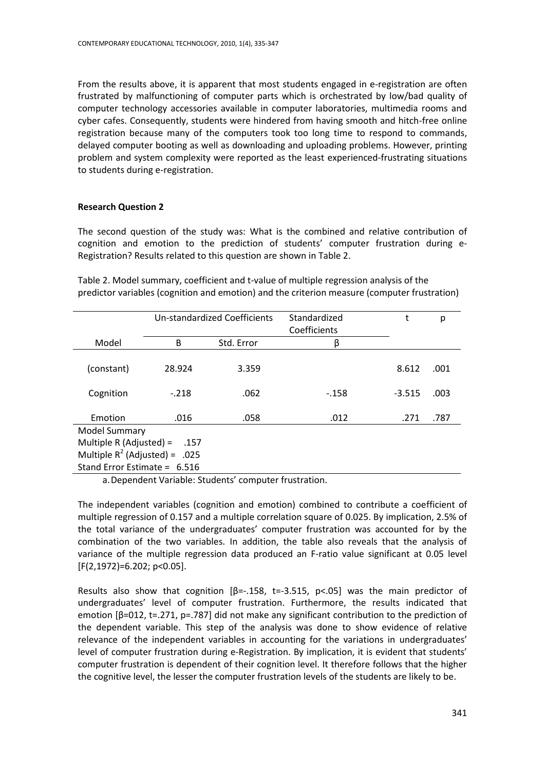From the results above, it is apparent that most students engaged in e-registration are often frustrated by malfunctioning of computer parts which is orchestrated by low/bad quality of computer technology accessories available in computer laboratories, multimedia rooms and cyber cafes. Consequently, students were hindered from having smooth and hitch-free online registration because many of the computers took too long time to respond to commands, delayed computer booting as well as downloading and uploading problems. However, printing problem and system complexity were reported as the least experienced-frustrating situations to students during e-registration.

**Research Question 2**

The second question of the study was: What is the combined and relative contribution of cognition and emotion to the prediction of students' computer frustration during e-Registration? Results related to this question are shown in Table 2.

Table 2. Model summary, coefficient and t-value of multiple regression analysis of the predictor variables (cognition and emotion) and the criterion measure (computer frustration)

| | Un-standardized Coefficients | | Standardized Coefficients | t | p |
|---|---|---|---|---|---|
| Model | B | Std. Error | β | | |
| (constant) | 28.924 | 3.359 | | 8.612 | .001 |
| Cognition | -.218 | .062 | -.158 | -3.515 | .003 |
| Emotion | .016 | .058 | .012 | .271 | .787 |

Model Summary
Multiple R (Adjusted) = .157
Multiple $R^2$ (Adjusted) = .025
Stand Error Estimate = 6.516

a. Dependent Variable: Students' computer frustration.

The independent variables (cognition and emotion) combined to contribute a coefficient of multiple regression of 0.157 and a multiple correlation square of 0.025. By implication, 2.5% of the total variance of the undergraduates' computer frustration was accounted for by the combination of the two variables. In addition, the table also reveals that the analysis of variance of the multiple regression data produced an F-ratio value significant at 0.05 level [$F(2,1972)=6.202$; $p<0.05$].

Results also show that cognition [$\beta=-.158$, $t=-3.515$, $p<.05$] was the main predictor of undergraduates' level of computer frustration. Furthermore, the results indicated that emotion [$\beta=012$, $t=.271$, $p=.787$] did not make any significant contribution to the prediction of the dependent variable. This step of the analysis was done to show evidence of relative relevance of the independent variables in accounting for the variations in undergraduates' level of computer frustration during e-Registration. By implication, it is evident that students' computer frustration is dependent of their cognition level. It therefore follows that the higher the cognitive level, the lesser the computer frustration levels of the students are likely to be.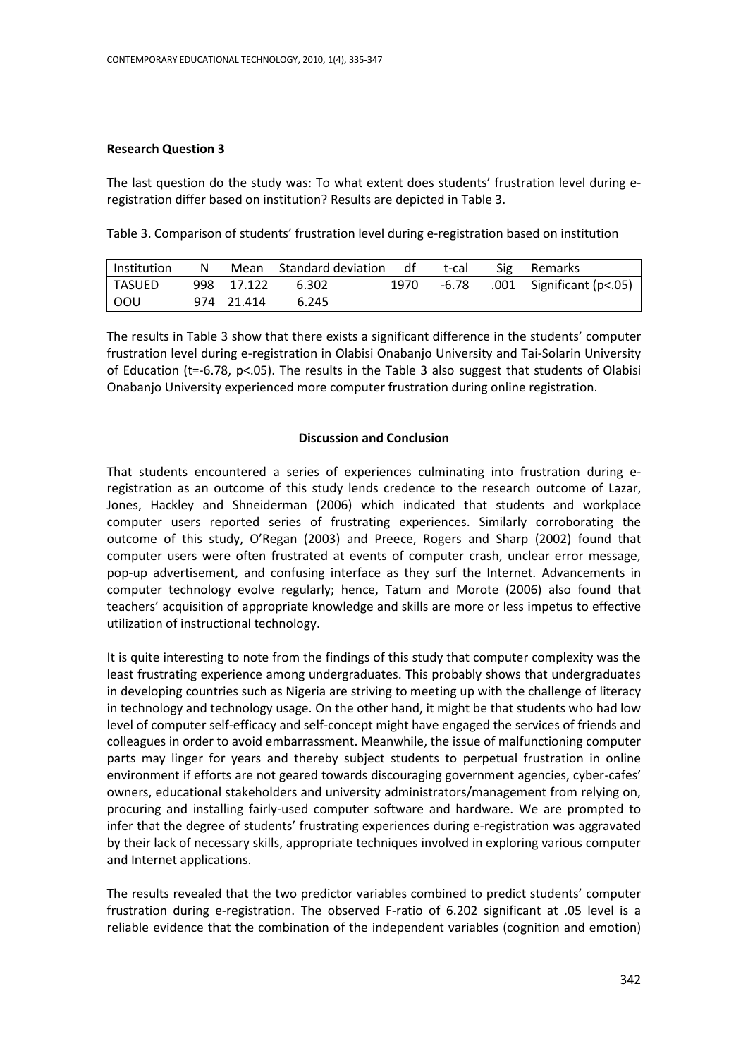**Research Question 3**

The last question do the study was: To what extent does students' frustration level during e-registration differ based on institution? Results are depicted in Table 3.

Table 3. Comparison of students' frustration level during e-registration based on institution

| Institution | N | Mean | Standard deviation | df | t-cal | Sig | Remarks |
|---|---|---|---|---|---|---|---|
| TASUED | 998 | 17.122 | 6.302 | 1970 | -6.78 | .001 | Significant (p<.05) |
| OOU | 974 | 21.414 | 6.245 | | | | |

The results in Table 3 show that there exists a significant difference in the students' computer frustration level during e-registration in Olabisi Onabanjo University and Tai-Solarin University of Education ($t=-6.78$, $p<.05$). The results in the Table 3 also suggest that students of Olabisi Onabanjo University experienced more computer frustration during online registration.

## Discussion and Conclusion

That students encountered a series of experiences culminating into frustration during e-registration as an outcome of this study lends credence to the research outcome of Lazar, Jones, Hackley and Shneiderman (2006) which indicated that students and workplace computer users reported series of frustrating experiences. Similarly corroborating the outcome of this study, O'Regan (2003) and Preece, Rogers and Sharp (2002) found that computer users were often frustrated at events of computer crash, unclear error message, pop-up advertisement, and confusing interface as they surf the Internet. Advancements in computer technology evolve regularly; hence, Tatum and Morote (2006) also found that teachers' acquisition of appropriate knowledge and skills are more or less impetus to effective utilization of instructional technology.

It is quite interesting to note from the findings of this study that computer complexity was the least frustrating experience among undergraduates. This probably shows that undergraduates in developing countries such as Nigeria are striving to meeting up with the challenge of literacy in technology and technology usage. On the other hand, it might be that students who had low level of computer self-efficacy and self-concept might have engaged the services of friends and colleagues in order to avoid embarrassment. Meanwhile, the issue of malfunctioning computer parts may linger for years and thereby subject students to perpetual frustration in online environment if efforts are not geared towards discouraging government agencies, cyber-cafes' owners, educational stakeholders and university administrators/management from relying on, procuring and installing fairly-used computer software and hardware. We are prompted to infer that the degree of students' frustrating experiences during e-registration was aggravated by their lack of necessary skills, appropriate techniques involved in exploring various computer and Internet applications.

The results revealed that the two predictor variables combined to predict students' computer frustration during e-registration. The observed F-ratio of 6.202 significant at .05 level is a reliable evidence that the combination of the independent variables (cognition and emotion)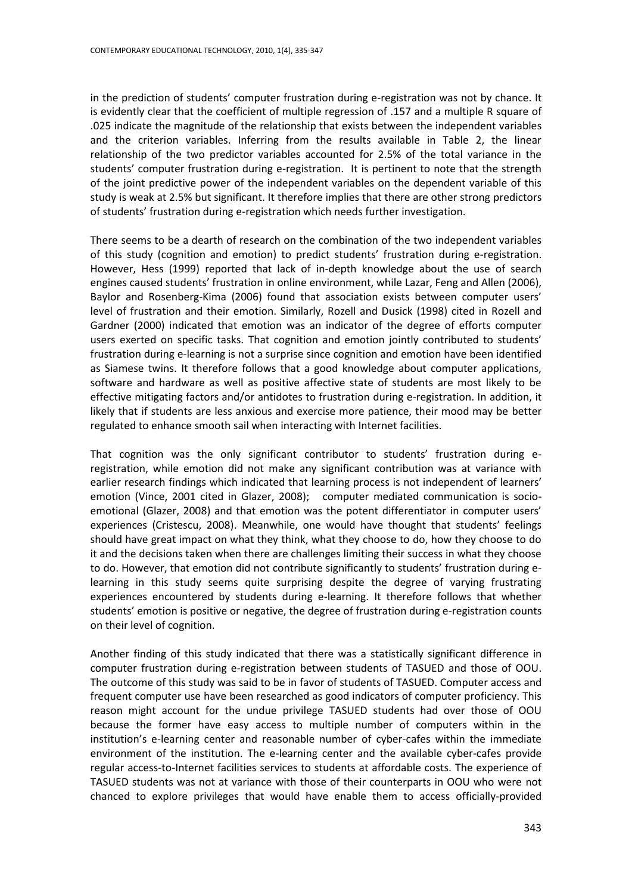in the prediction of students' computer frustration during e-registration was not by chance. It is evidently clear that the coefficient of multiple regression of .157 and a multiple R square of .025 indicate the magnitude of the relationship that exists between the independent variables and the criterion variables. Inferring from the results available in Table 2, the linear relationship of the two predictor variables accounted for 2.5% of the total variance in the students' computer frustration during e-registration. It is pertinent to note that the strength of the joint predictive power of the independent variables on the dependent variable of this study is weak at 2.5% but significant. It therefore implies that there are other strong predictors of students' frustration during e-registration which needs further investigation.

There seems to be a dearth of research on the combination of the two independent variables of this study (cognition and emotion) to predict students' frustration during e-registration. However, Hess (1999) reported that lack of in-depth knowledge about the use of search engines caused students' frustration in online environment, while Lazar, Feng and Allen (2006), Baylor and Rosenberg-Kima (2006) found that association exists between computer users' level of frustration and their emotion. Similarly, Rozell and Dusick (1998) cited in Rozell and Gardner (2000) indicated that emotion was an indicator of the degree of efforts computer users exerted on specific tasks. That cognition and emotion jointly contributed to students' frustration during e-learning is not a surprise since cognition and emotion have been identified as Siamese twins. It therefore follows that a good knowledge about computer applications, software and hardware as well as positive affective state of students are most likely to be effective mitigating factors and/or antidotes to frustration during e-registration. In addition, it likely that if students are less anxious and exercise more patience, their mood may be better regulated to enhance smooth sail when interacting with Internet facilities.

That cognition was the only significant contributor to students' frustration during e-registration, while emotion did not make any significant contribution was at variance with earlier research findings which indicated that learning process is not independent of learners' emotion (Vince, 2001 cited in Glazer, 2008); computer mediated communication is socio-emotional (Glazer, 2008) and that emotion was the potent differentiator in computer users' experiences (Cristescu, 2008). Meanwhile, one would have thought that students' feelings should have great impact on what they think, what they choose to do, how they choose to do it and the decisions taken when there are challenges limiting their success in what they choose to do. However, that emotion did not contribute significantly to students' frustration during e-learning in this study seems quite surprising despite the degree of varying frustrating experiences encountered by students during e-learning. It therefore follows that whether students' emotion is positive or negative, the degree of frustration during e-registration counts on their level of cognition.

Another finding of this study indicated that there was a statistically significant difference in computer frustration during e-registration between students of TASUED and those of OOU. The outcome of this study was said to be in favor of students of TASUED. Computer access and frequent computer use have been researched as good indicators of computer proficiency. This reason might account for the undue privilege TASUED students had over those of OOU because the former have easy access to multiple number of computers within in the institution's e-learning center and reasonable number of cyber-cafes within the immediate environment of the institution. The e-learning center and the available cyber-cafes provide regular access-to-Internet facilities services to students at affordable costs. The experience of TASUED students was not at variance with those of their counterparts in OOU who were not chanced to explore privileges that would have enable them to access officially-provided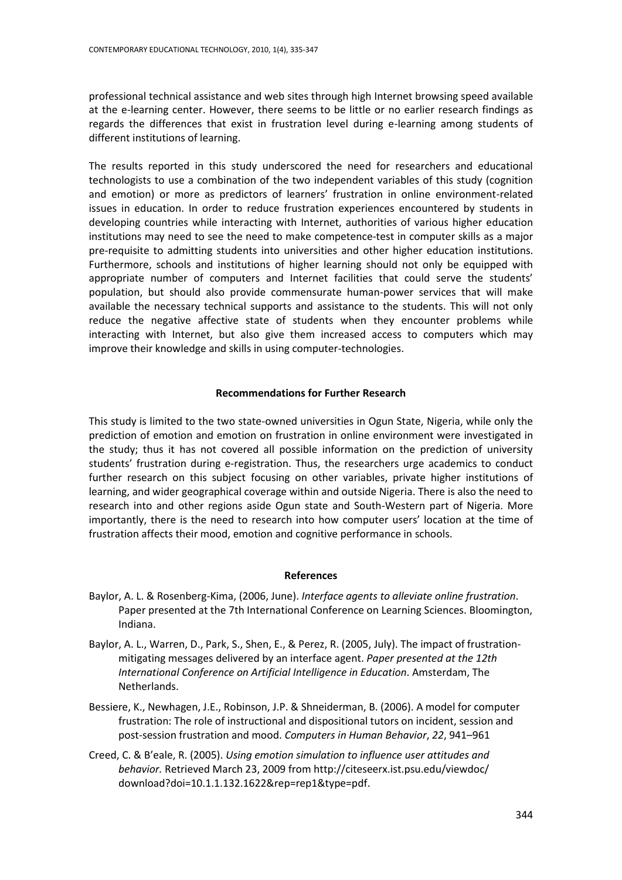professional technical assistance and web sites through high Internet browsing speed available at the e-learning center. However, there seems to be little or no earlier research findings as regards the differences that exist in frustration level during e-learning among students of different institutions of learning.

The results reported in this study underscored the need for researchers and educational technologists to use a combination of the two independent variables of this study (cognition and emotion) or more as predictors of learners' frustration in online environment-related issues in education. In order to reduce frustration experiences encountered by students in developing countries while interacting with Internet, authorities of various higher education institutions may need to see the need to make competence-test in computer skills as a major pre-requisite to admitting students into universities and other higher education institutions. Furthermore, schools and institutions of higher learning should not only be equipped with appropriate number of computers and Internet facilities that could serve the students' population, but should also provide commensurate human-power services that will make available the necessary technical supports and assistance to the students. This will not only reduce the negative affective state of students when they encounter problems while interacting with Internet, but also give them increased access to computers which may improve their knowledge and skills in using computer-technologies.

## Recommendations for Further Research

This study is limited to the two state-owned universities in Ogun State, Nigeria, while only the prediction of emotion and emotion on frustration in online environment were investigated in the study; thus it has not covered all possible information on the prediction of university students' frustration during e-registration. Thus, the researchers urge academics to conduct further research on this subject focusing on other variables, private higher institutions of learning, and wider geographical coverage within and outside Nigeria. There is also the need to research into and other regions aside Ogun state and South-Western part of Nigeria. More importantly, there is the need to research into how computer users' location at the time of frustration affects their mood, emotion and cognitive performance in schools.

## References

Baylor, A. L. & Rosenberg-Kima, (2006, June). *Interface agents to alleviate online frustration*. Paper presented at the 7th International Conference on Learning Sciences. Bloomington, Indiana.

Baylor, A. L., Warren, D., Park, S., Shen, E., & Perez, R. (2005, July). The impact of frustration-mitigating messages delivered by an interface agent. *Paper presented at the 12th International Conference on Artificial Intelligence in Education*. Amsterdam, The Netherlands.

Bessiere, K., Newhagen, J.E., Robinson, J.P. & Shneiderman, B. (2006). A model for computer frustration: The role of instructional and dispositional tutors on incident, session and post-session frustration and mood. *Computers in Human Behavior*, *22*, 941–961

Creed, C. & B'eale, R. (2005). *Using emotion simulation to influence user attitudes and behavior.* Retrieved March 23, 2009 from http://citeseerx.ist.psu.edu/viewdoc/download?doi=10.1.1.132.1622&rep=rep1&type=pdf.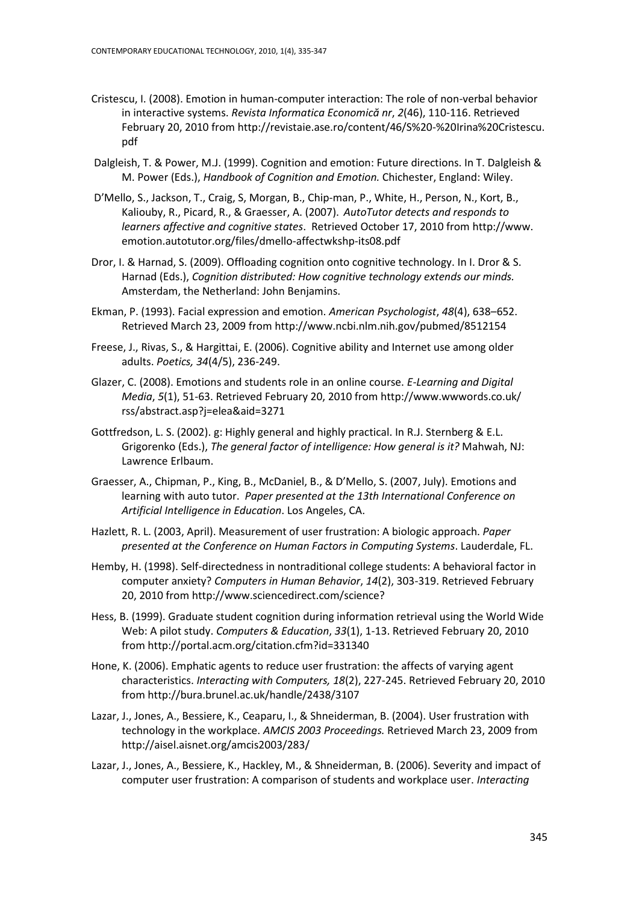Cristescu, I. (2008). Emotion in human-computer interaction: The role of non-verbal behavior in interactive systems. *Revista Informatica Economică nr*, *2*(46), 110-116. Retrieved February 20, 2010 from http://revistaie.ase.ro/content/46/S%20-%20Irina%20Cristescu.pdf

Dalgleish, T. & Power, M.J. (1999). Cognition and emotion: Future directions. In T. Dalgleish & M. Power (Eds.), *Handbook of Cognition and Emotion.* Chichester, England: Wiley.

D'Mello, S., Jackson, T., Craig, S, Morgan, B., Chip-man, P., White, H., Person, N., Kort, B., Kaliouby, R., Picard, R., & Graesser, A. (2007). *AutoTutor detects and responds to learners affective and cognitive states*. Retrieved October 17, 2010 from http://www.emotion.autotutor.org/files/dmello-affectwkshp-its08.pdf

Dror, I. & Harnad, S. (2009). Offloading cognition onto cognitive technology. In I. Dror & S. Harnad (Eds.), *Cognition distributed: How cognitive technology extends our minds.* Amsterdam, the Netherland: John Benjamins.

Ekman, P. (1993). Facial expression and emotion. *American Psychologist*, *48*(4), 638–652. Retrieved March 23, 2009 from http://www.ncbi.nlm.nih.gov/pubmed/8512154

Freese, J., Rivas, S., & Hargittai, E. (2006). Cognitive ability and Internet use among older adults. *Poetics, 34*(4/5), 236-249.

Glazer, C. (2008). Emotions and students role in an online course. *E-Learning and Digital Media*, *5*(1), 51-63. Retrieved February 20, 2010 from http://www.wwwords.co.uk/rss/abstract.asp?j=elea&aid=3271

Gottfredson, L. S. (2002). g: Highly general and highly practical. In R.J. Sternberg & E.L. Grigorenko (Eds.), *The general factor of intelligence: How general is it?* Mahwah, NJ: Lawrence Erlbaum.

Graesser, A., Chipman, P., King, B., McDaniel, B., & D'Mello, S. (2007, July). Emotions and learning with auto tutor. *Paper presented at the 13th International Conference on Artificial Intelligence in Education*. Los Angeles, CA.

Hazlett, R. L. (2003, April). Measurement of user frustration: A biologic approach. *Paper presented at the Conference on Human Factors in Computing Systems*. Lauderdale, FL.

Hemby, H. (1998). Self-directedness in nontraditional college students: A behavioral factor in computer anxiety? *Computers in Human Behavior*, *14*(2), 303-319. Retrieved February 20, 2010 from http://www.sciencedirect.com/science?

Hess, B. (1999). Graduate student cognition during information retrieval using the World Wide Web: A pilot study. *Computers & Education*, *33*(1), 1-13. Retrieved February 20, 2010 from http://portal.acm.org/citation.cfm?id=331340

Hone, K. (2006). Emphatic agents to reduce user frustration: the affects of varying agent characteristics. *Interacting with Computers, 18*(2), 227-245. Retrieved February 20, 2010 from http://bura.brunel.ac.uk/handle/2438/3107

Lazar, J., Jones, A., Bessiere, K., Ceaparu, I., & Shneiderman, B. (2004). User frustration with technology in the workplace. *AMCIS 2003 Proceedings.* Retrieved March 23, 2009 from http://aisel.aisnet.org/amcis2003/283/

Lazar, J., Jones, A., Bessiere, K., Hackley, M., & Shneiderman, B. (2006). Severity and impact of computer user frustration: A comparison of students and workplace user. *Interacting*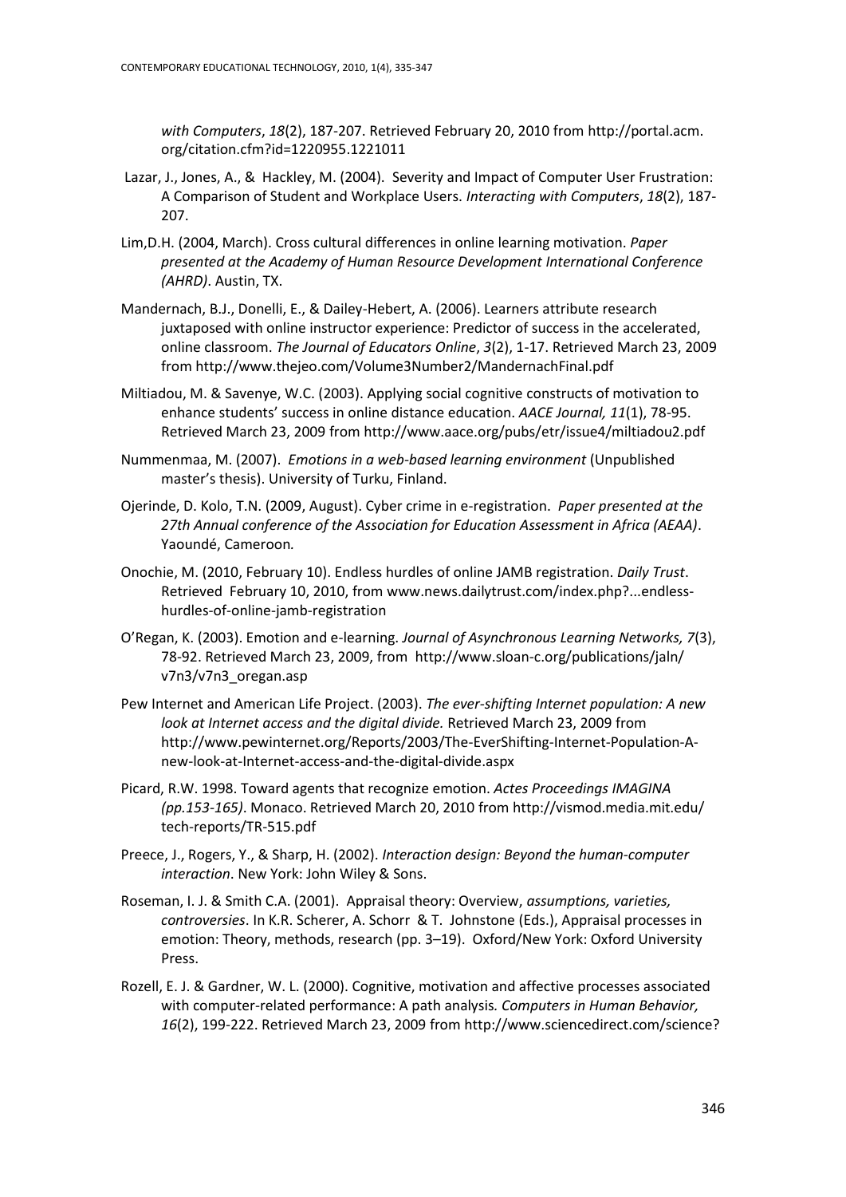*with Computers*, *18*(2), 187-207. Retrieved February 20, 2010 from http://portal.acm.org/citation.cfm?id=1220955.1221011

Lazar, J., Jones, A., & Hackley, M. (2004). Severity and Impact of Computer User Frustration: A Comparison of Student and Workplace Users. *Interacting with Computers*, *18*(2), 187-207.

Lim,D.H. (2004, March). Cross cultural differences in online learning motivation. *Paper presented at the Academy of Human Resource Development International Conference (AHRD)*. Austin, TX.

Mandernach, B.J., Donelli, E., & Dailey-Hebert, A. (2006). Learners attribute research juxtaposed with online instructor experience: Predictor of success in the accelerated, online classroom. *The Journal of Educators Online*, *3*(2), 1-17. Retrieved March 23, 2009 from http://www.thejeo.com/Volume3Number2/MandernachFinal.pdf

Miltiadou, M. & Savenye, W.C. (2003). Applying social cognitive constructs of motivation to enhance students' success in online distance education. *AACE Journal, 11*(1), 78-95. Retrieved March 23, 2009 from http://www.aace.org/pubs/etr/issue4/miltiadou2.pdf

Nummenmaa, M. (2007). *Emotions in a web-based learning environment* (Unpublished master's thesis). University of Turku, Finland.

Ojerinde, D. Kolo, T.N. (2009, August). Cyber crime in e-registration. *Paper presented at the 27th Annual conference of the Association for Education Assessment in Africa (AEAA)*. Yaoundé, Cameroon*.*

Onochie, M. (2010, February 10). Endless hurdles of online JAMB registration. *Daily Trust*. Retrieved February 10, 2010, from www.news.dailytrust.com/index.php?...endless-hurdles-of-online-jamb-registration

O'Regan, K. (2003). Emotion and e-learning. *Journal of Asynchronous Learning Networks, 7*(3), 78-92. Retrieved March 23, 2009, from http://www.sloan-c.org/publications/jaln/v7n3/v7n3_oregan.asp

Pew Internet and American Life Project. (2003). *The ever-shifting Internet population: A new look at Internet access and the digital divide.* Retrieved March 23, 2009 from http://www.pewinternet.org/Reports/2003/The-EverShifting-Internet-Population-A-new-look-at-Internet-access-and-the-digital-divide.aspx

Picard, R.W. 1998. Toward agents that recognize emotion. *Actes Proceedings IMAGINA (pp.153-165)*. Monaco. Retrieved March 20, 2010 from http://vismod.media.mit.edu/tech-reports/TR-515.pdf

Preece, J., Rogers, Y., & Sharp, H. (2002). *Interaction design: Beyond the human-computer interaction*. New York: John Wiley & Sons.

Roseman, I. J. & Smith C.A. (2001). Appraisal theory: Overview, *assumptions, varieties, controversies*. In K.R. Scherer, A. Schorr & T. Johnstone (Eds.), Appraisal processes in emotion: Theory, methods, research (pp. 3–19). Oxford/New York: Oxford University Press.

Rozell, E. J. & Gardner, W. L. (2000). Cognitive, motivation and affective processes associated with computer-related performance: A path analysis*. Computers in Human Behavior, 16*(2), 199-222. Retrieved March 23, 2009 from http://www.sciencedirect.com/science?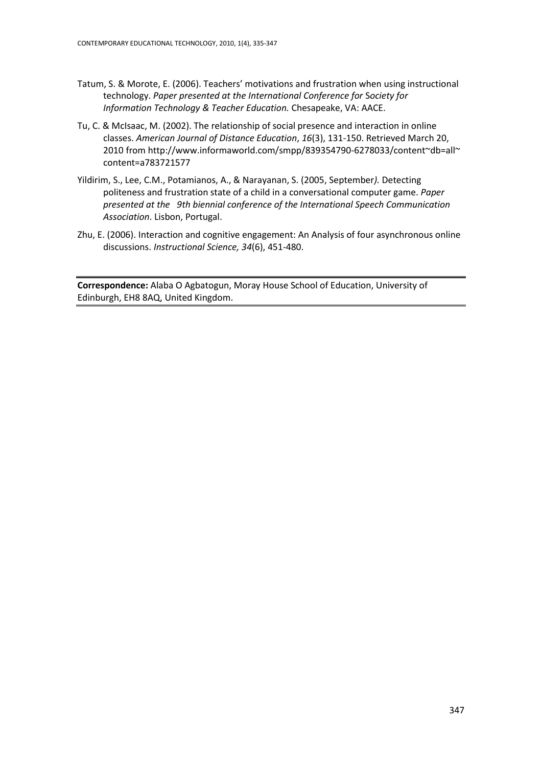Tatum, S. & Morote, E. (2006). Teachers' motivations and frustration when using instructional technology. *Paper presented at the International Conference for Society for Information Technology & Teacher Education.* Chesapeake, VA: AACE.

Tu, C. & McIsaac, M. (2002). The relationship of social presence and interaction in online classes. *American Journal of Distance Education*, *16*(3), 131-150. Retrieved March 20, 2010 from http://www.informaworld.com/smpp/839354790-6278033/content~db=all~content=a783721577

Yildirim, S., Lee, C.M., Potamianos, A., & Narayanan, S. (2005, September*).* Detecting politeness and frustration state of a child in a conversational computer game. *Paper presented at the 9th biennial conference of the International Speech Communication Association*. Lisbon, Portugal.

Zhu, E. (2006). Interaction and cognitive engagement: An Analysis of four asynchronous online discussions. *Instructional Science, 34*(6), 451-480.

---

**Correspondence:** Alaba O Agbatogun, Moray House School of Education, University of Edinburgh, EH8 8AQ, United Kingdom.